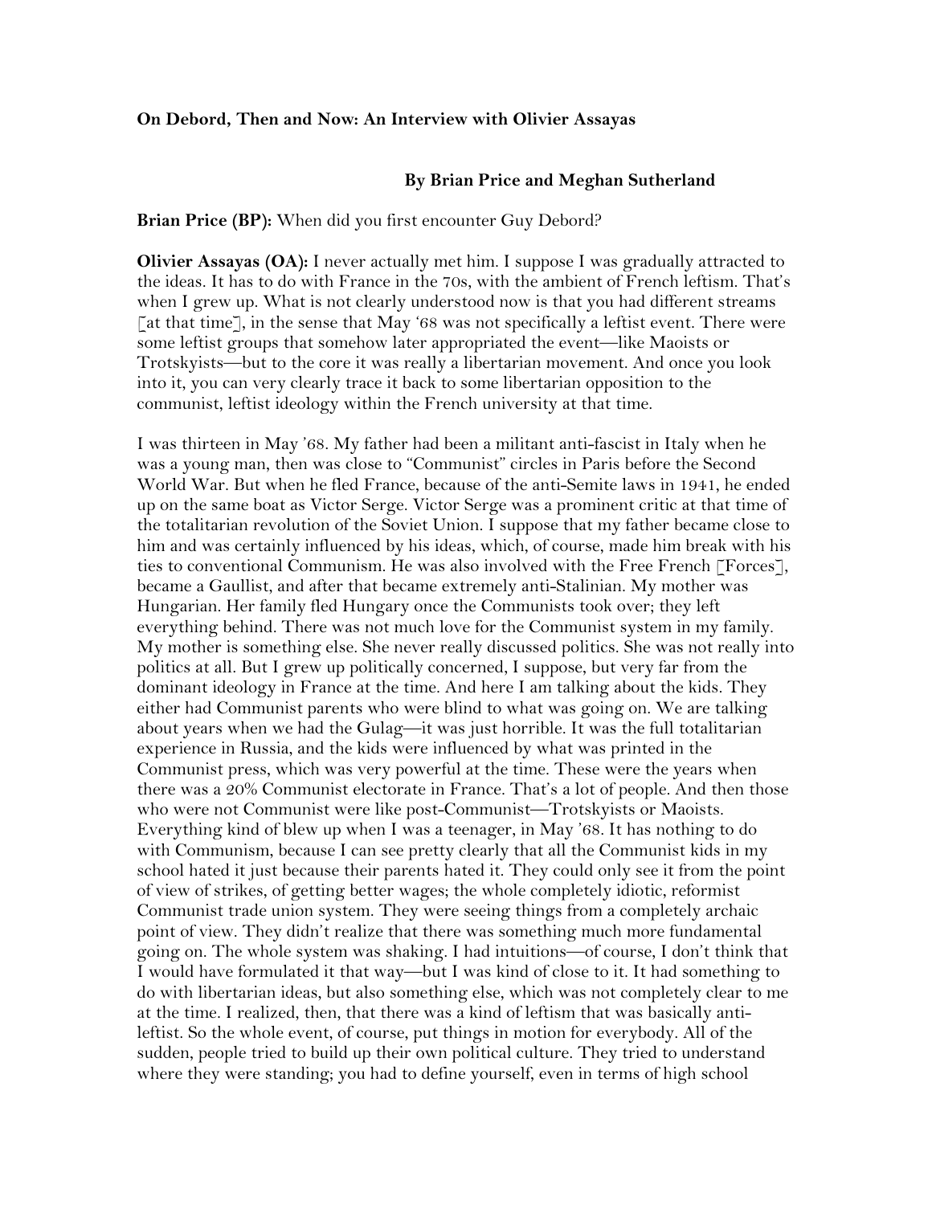**On Debord, Then and Now: An Interview with Olivier Assayas**

**By Brian Price and Meghan Sutherland**

**Brian Price (BP):** When did you first encounter Guy Debord?

**Olivier Assayas (OA):** I never actually met him. I suppose I was gradually attracted to the ideas. It has to do with France in the 70s, with the ambient of French leftism. That's when I grew up. What is not clearly understood now is that you had different streams [at that time], in the sense that May '68 was not specifically a leftist event. There were some leftist groups that somehow later appropriated the event—like Maoists or Trotskyists—but to the core it was really a libertarian movement. And once you look into it, you can very clearly trace it back to some libertarian opposition to the communist, leftist ideology within the French university at that time.

I was thirteen in May '68. My father had been a militant anti-fascist in Italy when he was a young man, then was close to "Communist" circles in Paris before the Second World War. But when he fled France, because of the anti-Semite laws in 1941, he ended up on the same boat as Victor Serge. Victor Serge was a prominent critic at that time of the totalitarian revolution of the Soviet Union. I suppose that my father became close to him and was certainly influenced by his ideas, which, of course, made him break with his ties to conventional Communism. He was also involved with the Free French [Forces], became a Gaullist, and after that became extremely anti-Stalinian. My mother was Hungarian. Her family fled Hungary once the Communists took over; they left everything behind. There was not much love for the Communist system in my family. My mother is something else. She never really discussed politics. She was not really into politics at all. But I grew up politically concerned, I suppose, but very far from the dominant ideology in France at the time. And here I am talking about the kids. They either had Communist parents who were blind to what was going on. We are talking about years when we had the Gulag—it was just horrible. It was the full totalitarian experience in Russia, and the kids were influenced by what was printed in the Communist press, which was very powerful at the time. These were the years when there was a 20% Communist electorate in France. That's a lot of people. And then those who were not Communist were like post-Communist—Trotskyists or Maoists. Everything kind of blew up when I was a teenager, in May '68. It has nothing to do with Communism, because I can see pretty clearly that all the Communist kids in my school hated it just because their parents hated it. They could only see it from the point of view of strikes, of getting better wages; the whole completely idiotic, reformist Communist trade union system. They were seeing things from a completely archaic point of view. They didn't realize that there was something much more fundamental going on. The whole system was shaking. I had intuitions—of course, I don't think that I would have formulated it that way—but I was kind of close to it. It had something to do with libertarian ideas, but also something else, which was not completely clear to me at the time. I realized, then, that there was a kind of leftism that was basically anti-leftist. So the whole event, of course, put things in motion for everybody. All of the sudden, people tried to build up their own political culture. They tried to understand where they were standing; you had to define yourself, even in terms of high school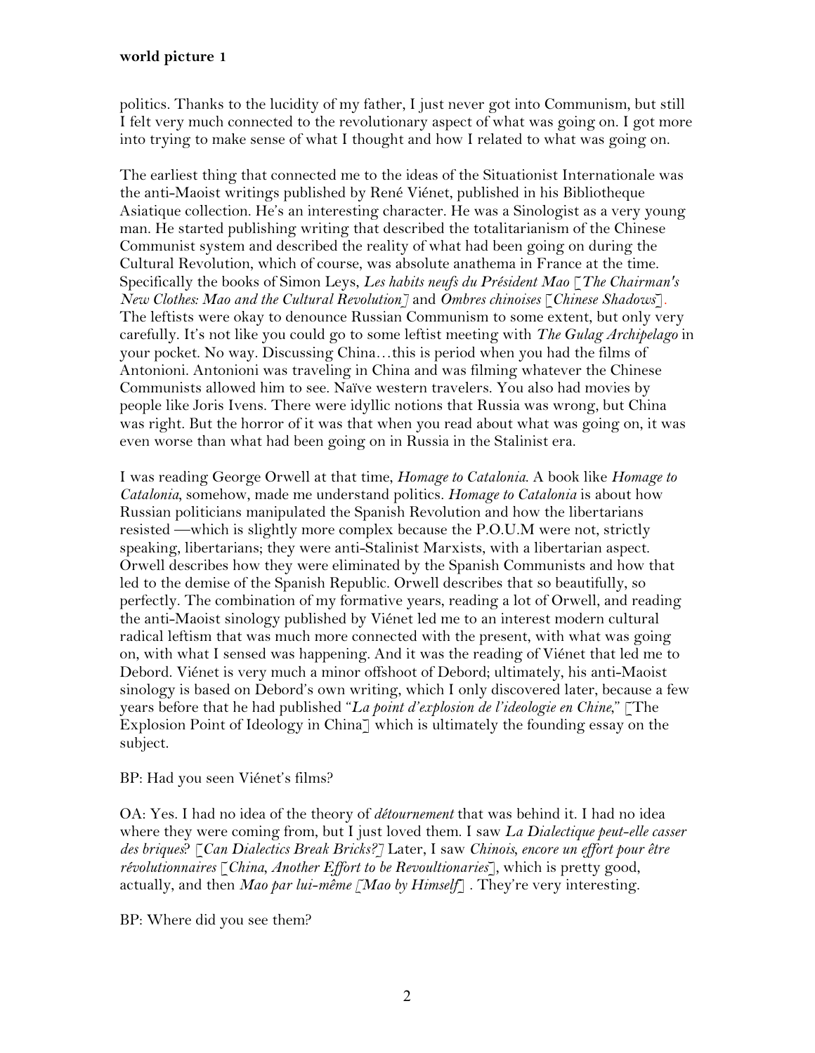politics. Thanks to the lucidity of my father, I just never got into Communism, but still I felt very much connected to the revolutionary aspect of what was going on. I got more into trying to make sense of what I thought and how I related to what was going on.

The earliest thing that connected me to the ideas of the Situationist Internationale was the anti-Maoist writings published by René Viénet, published in his Bibliotheque Asiatique collection. He's an interesting character. He was a Sinologist as a very young man. He started publishing writing that described the totalitarianism of the Chinese Communist system and described the reality of what had been going on during the Cultural Revolution, which of course, was absolute anathema in France at the time. Specifically the books of Simon Leys, *Les habits neufs du Président Mao* [*The Chairman's New Clothes: Mao and the Cultural Revolution*] and *Ombres chinoises* [*Chinese Shadows*]. The leftists were okay to denounce Russian Communism to some extent, but only very carefully. It's not like you could go to some leftist meeting with *The Gulag Archipelago* in your pocket. No way. Discussing China…this is period when you had the films of Antonioni. Antonioni was traveling in China and was filming whatever the Chinese Communists allowed him to see. Naïve western travelers. You also had movies by people like Joris Ivens. There were idyllic notions that Russia was wrong, but China was right. But the horror of it was that when you read about what was going on, it was even worse than what had been going on in Russia in the Stalinist era.

I was reading George Orwell at that time, *Homage to Catalonia*. A book like *Homage to Catalonia*, somehow, made me understand politics. *Homage to Catalonia* is about how Russian politicians manipulated the Spanish Revolution and how the libertarians resisted —which is slightly more complex because the P.O.U.M were not, strictly speaking, libertarians; they were anti-Stalinist Marxists, with a libertarian aspect. Orwell describes how they were eliminated by the Spanish Communists and how that led to the demise of the Spanish Republic. Orwell describes that so beautifully, so perfectly. The combination of my formative years, reading a lot of Orwell, and reading the anti-Maoist sinology published by Viénet led me to an interest modern cultural radical leftism that was much more connected with the present, with what was going on, with what I sensed was happening. And it was the reading of Viénet that led me to Debord. Viénet is very much a minor offshoot of Debord; ultimately, his anti-Maoist sinology is based on Debord's own writing, which I only discovered later, because a few years before that he had published "*La point d'explosion de l'ideologie en Chine*," [The Explosion Point of Ideology in China] which is ultimately the founding essay on the subject.

BP: Had you seen Viénet's films?

OA: Yes. I had no idea of the theory of *détournement* that was behind it. I had no idea where they were coming from, but I just loved them. I saw *La Dialectique peut-elle casser des briques*? [*Can Dialectics Break Bricks?*] Later, I saw *Chinois, encore un effort pour être révolutionnaires* [*China, Another Effort to be Revoultionaries*], which is pretty good, actually, and then *Mao par lui-même* [*Mao by Himself*] . They're very interesting.

BP: Where did you see them?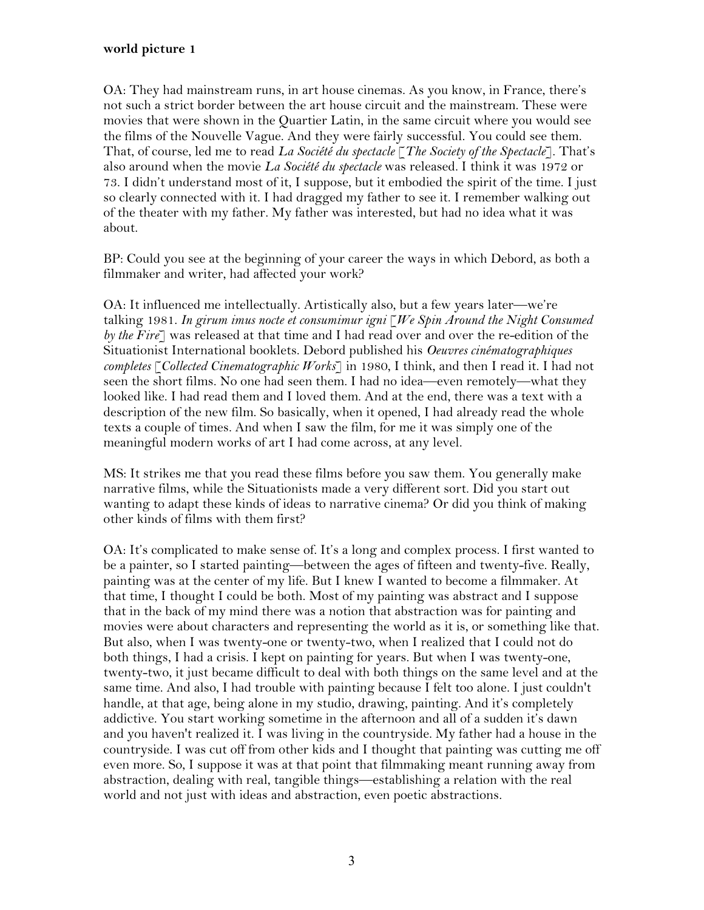OA: They had mainstream runs, in art house cinemas. As you know, in France, there's not such a strict border between the art house circuit and the mainstream. These were movies that were shown in the Quartier Latin, in the same circuit where you would see the films of the Nouvelle Vague. And they were fairly successful. You could see them. That, of course, led me to read *La Société du spectacle* [*The Society of the Spectacle*]. That's also around when the movie *La Société du spectacle* was released. I think it was 1972 or 73. I didn't understand most of it, I suppose, but it embodied the spirit of the time. I just so clearly connected with it. I had dragged my father to see it. I remember walking out of the theater with my father. My father was interested, but had no idea what it was about.

BP: Could you see at the beginning of your career the ways in which Debord, as both a filmmaker and writer, had affected your work?

OA: It influenced me intellectually. Artistically also, but a few years later—we're talking 1981. *In girum imus nocte et consumimur igni* [*We Spin Around the Night Consumed by the Fire*] was released at that time and I had read over and over the re-edition of the Situationist International booklets. Debord published his *Oeuvres cinématographiques completes* [*Collected Cinematographic Works*] in 1980, I think, and then I read it. I had not seen the short films. No one had seen them. I had no idea—even remotely—what they looked like. I had read them and I loved them. And at the end, there was a text with a description of the new film. So basically, when it opened, I had already read the whole texts a couple of times. And when I saw the film, for me it was simply one of the meaningful modern works of art I had come across, at any level.

MS: It strikes me that you read these films before you saw them. You generally make narrative films, while the Situationists made a very different sort. Did you start out wanting to adapt these kinds of ideas to narrative cinema? Or did you think of making other kinds of films with them first?

OA: It's complicated to make sense of. It's a long and complex process. I first wanted to be a painter, so I started painting—between the ages of fifteen and twenty-five. Really, painting was at the center of my life. But I knew I wanted to become a filmmaker. At that time, I thought I could be both. Most of my painting was abstract and I suppose that in the back of my mind there was a notion that abstraction was for painting and movies were about characters and representing the world as it is, or something like that. But also, when I was twenty-one or twenty-two, when I realized that I could not do both things, I had a crisis. I kept on painting for years. But when I was twenty-one, twenty-two, it just became difficult to deal with both things on the same level and at the same time. And also, I had trouble with painting because I felt too alone. I just couldn't handle, at that age, being alone in my studio, drawing, painting. And it's completely addictive. You start working sometime in the afternoon and all of a sudden it's dawn and you haven't realized it. I was living in the countryside. My father had a house in the countryside. I was cut off from other kids and I thought that painting was cutting me off even more. So, I suppose it was at that point that filmmaking meant running away from abstraction, dealing with real, tangible things—establishing a relation with the real world and not just with ideas and abstraction, even poetic abstractions.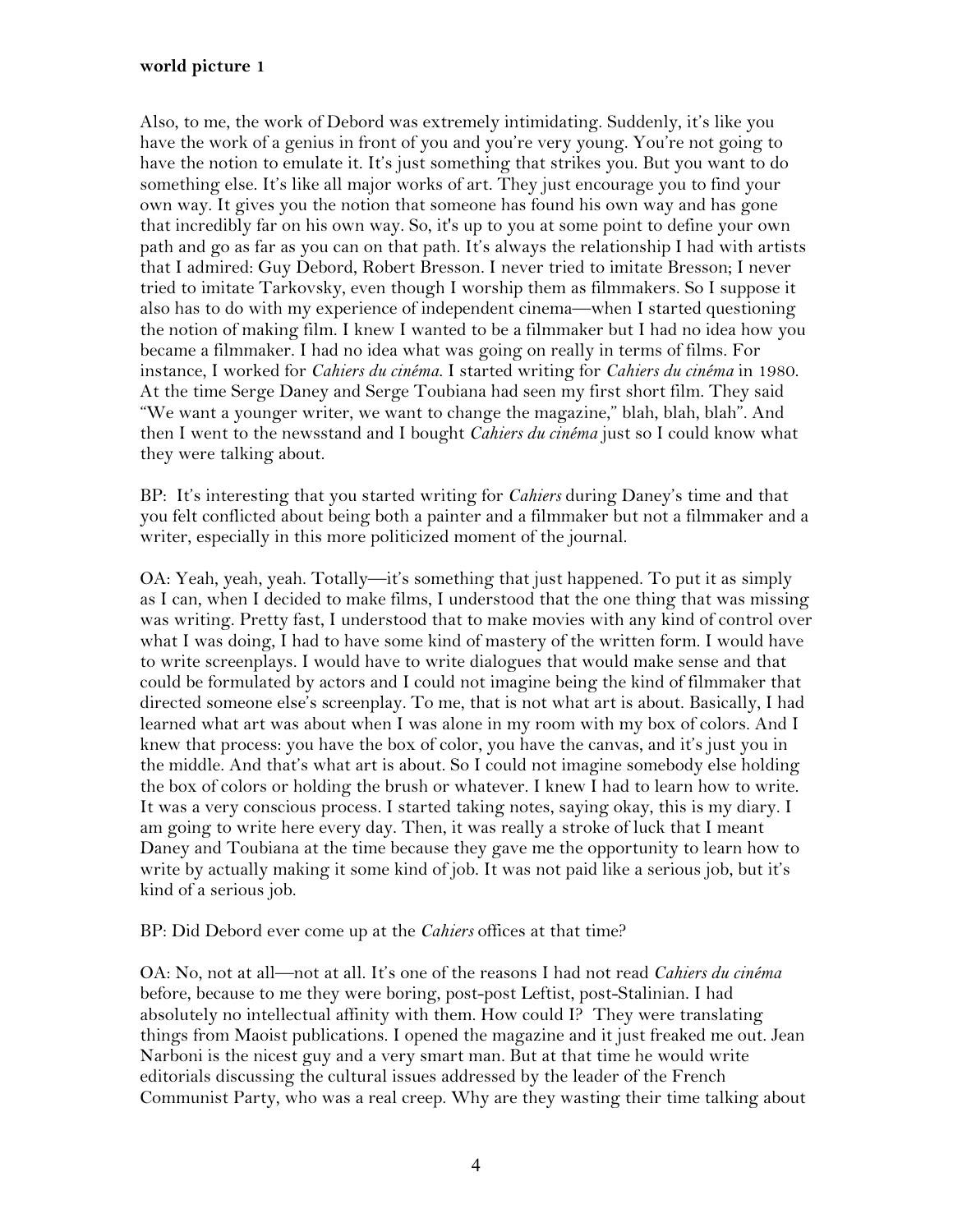Also, to me, the work of Debord was extremely intimidating. Suddenly, it's like you have the work of a genius in front of you and you're very young. You're not going to have the notion to emulate it. It's just something that strikes you. But you want to do something else. It's like all major works of art. They just encourage you to find your own way. It gives you the notion that someone has found his own way and has gone that incredibly far on his own way. So, it's up to you at some point to define your own path and go as far as you can on that path. It's always the relationship I had with artists that I admired: Guy Debord, Robert Bresson. I never tried to imitate Bresson; I never tried to imitate Tarkovsky, even though I worship them as filmmakers. So I suppose it also has to do with my experience of independent cinema—when I started questioning the notion of making film. I knew I wanted to be a filmmaker but I had no idea how you became a filmmaker. I had no idea what was going on really in terms of films. For instance, I worked for *Cahiers du cinéma*. I started writing for *Cahiers du cinéma* in 1980. At the time Serge Daney and Serge Toubiana had seen my first short film. They said "We want a younger writer, we want to change the magazine," blah, blah, blah". And then I went to the newsstand and I bought *Cahiers du cinéma* just so I could know what they were talking about.

BP: It's interesting that you started writing for *Cahiers* during Daney's time and that you felt conflicted about being both a painter and a filmmaker but not a filmmaker and a writer, especially in this more politicized moment of the journal.

OA: Yeah, yeah, yeah. Totally—it's something that just happened. To put it as simply as I can, when I decided to make films, I understood that the one thing that was missing was writing. Pretty fast, I understood that to make movies with any kind of control over what I was doing, I had to have some kind of mastery of the written form. I would have to write screenplays. I would have to write dialogues that would make sense and that could be formulated by actors and I could not imagine being the kind of filmmaker that directed someone else's screenplay. To me, that is not what art is about. Basically, I had learned what art was about when I was alone in my room with my box of colors. And I knew that process: you have the box of color, you have the canvas, and it's just you in the middle. And that's what art is about. So I could not imagine somebody else holding the box of colors or holding the brush or whatever. I knew I had to learn how to write. It was a very conscious process. I started taking notes, saying okay, this is my diary. I am going to write here every day. Then, it was really a stroke of luck that I meant Daney and Toubiana at the time because they gave me the opportunity to learn how to write by actually making it some kind of job. It was not paid like a serious job, but it's kind of a serious job.

BP: Did Debord ever come up at the *Cahiers* offices at that time?

OA: No, not at all—not at all. It's one of the reasons I had not read *Cahiers du cinéma* before, because to me they were boring, post-post Leftist, post-Stalinian. I had absolutely no intellectual affinity with them. How could I? They were translating things from Maoist publications. I opened the magazine and it just freaked me out. Jean Narboni is the nicest guy and a very smart man. But at that time he would write editorials discussing the cultural issues addressed by the leader of the French Communist Party, who was a real creep. Why are they wasting their time talking about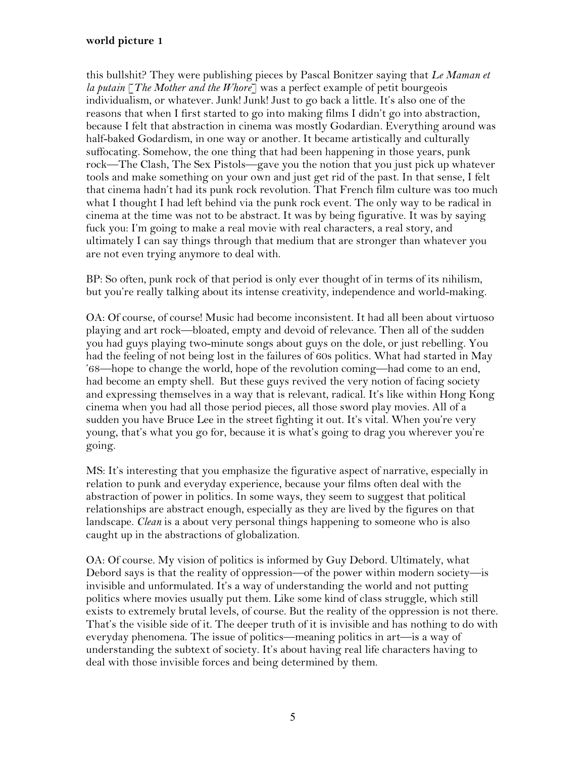this bullshit? They were publishing pieces by Pascal Bonitzer saying that *Le Maman et la putain* [*The Mother and the Whore*] was a perfect example of petit bourgeois individualism, or whatever. Junk! Junk! Just to go back a little. It's also one of the reasons that when I first started to go into making films I didn't go into abstraction, because I felt that abstraction in cinema was mostly Godardian. Everything around was half-baked Godardism, in one way or another. It became artistically and culturally suffocating. Somehow, the one thing that had been happening in those years, punk rock—The Clash, The Sex Pistols—gave you the notion that you just pick up whatever tools and make something on your own and just get rid of the past. In that sense, I felt that cinema hadn't had its punk rock revolution. That French film culture was too much what I thought I had left behind via the punk rock event. The only way to be radical in cinema at the time was not to be abstract. It was by being figurative. It was by saying fuck you: I'm going to make a real movie with real characters, a real story, and ultimately I can say things through that medium that are stronger than whatever you are not even trying anymore to deal with.

BP: So often, punk rock of that period is only ever thought of in terms of its nihilism, but you're really talking about its intense creativity, independence and world-making.

OA: Of course, of course! Music had become inconsistent. It had all been about virtuoso playing and art rock—bloated, empty and devoid of relevance. Then all of the sudden you had guys playing two-minute songs about guys on the dole, or just rebelling. You had the feeling of not being lost in the failures of 60s politics. What had started in May '68—hope to change the world, hope of the revolution coming—had come to an end, had become an empty shell. But these guys revived the very notion of facing society and expressing themselves in a way that is relevant, radical. It's like within Hong Kong cinema when you had all those period pieces, all those sword play movies. All of a sudden you have Bruce Lee in the street fighting it out. It's vital. When you're very young, that's what you go for, because it is what's going to drag you wherever you're going.

MS: It's interesting that you emphasize the figurative aspect of narrative, especially in relation to punk and everyday experience, because your films often deal with the abstraction of power in politics. In some ways, they seem to suggest that political relationships are abstract enough, especially as they are lived by the figures on that landscape. *Clean* is a about very personal things happening to someone who is also caught up in the abstractions of globalization.

OA: Of course. My vision of politics is informed by Guy Debord. Ultimately, what Debord says is that the reality of oppression—of the power within modern society—is invisible and unformulated. It's a way of understanding the world and not putting politics where movies usually put them. Like some kind of class struggle, which still exists to extremely brutal levels, of course. But the reality of the oppression is not there. That's the visible side of it. The deeper truth of it is invisible and has nothing to do with everyday phenomena. The issue of politics—meaning politics in art—is a way of understanding the subtext of society. It's about having real life characters having to deal with those invisible forces and being determined by them.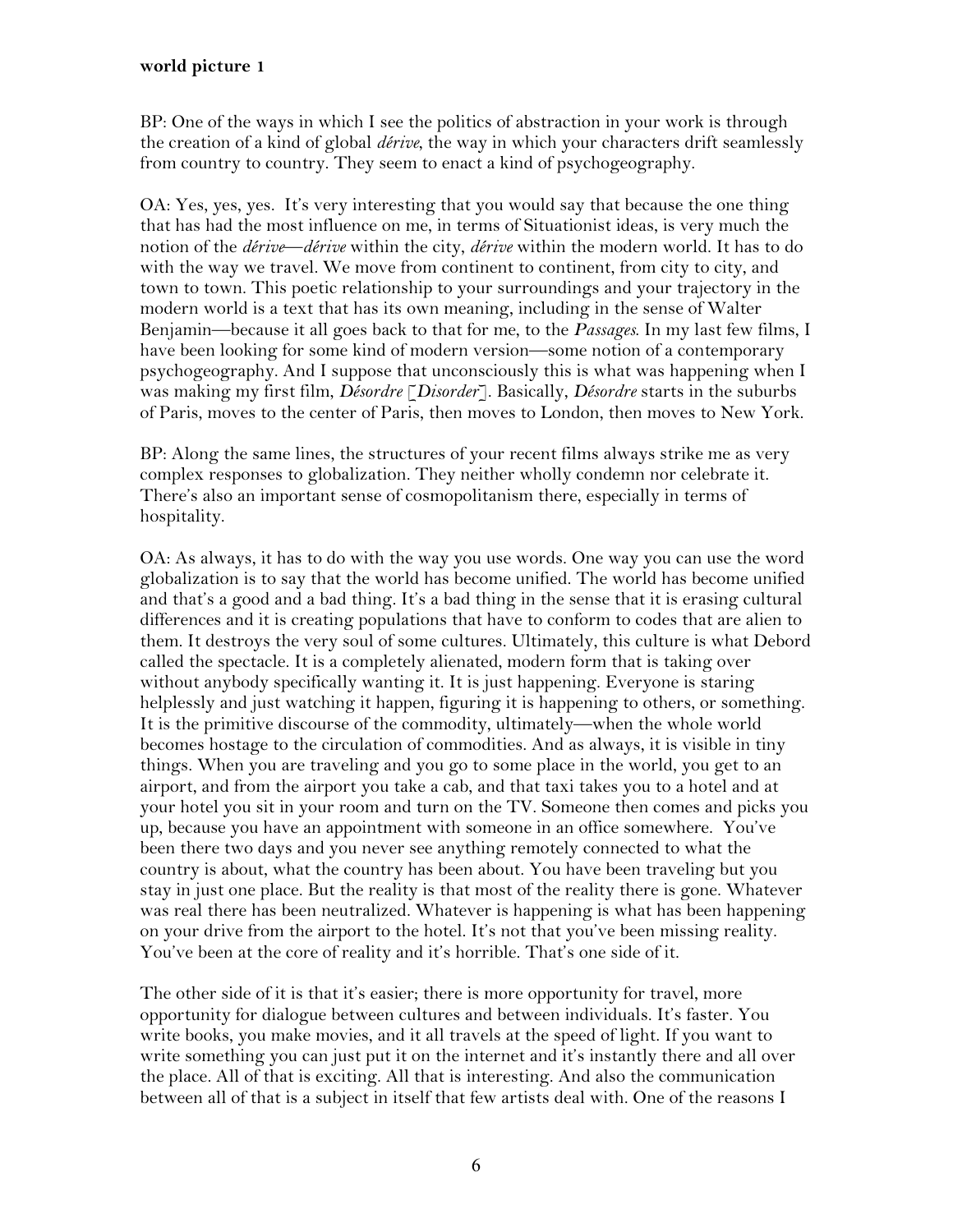BP: One of the ways in which I see the politics of abstraction in your work is through the creation of a kind of global *dérive*, the way in which your characters drift seamlessly from country to country. They seem to enact a kind of psychogeography.

OA: Yes, yes, yes. It's very interesting that you would say that because the one thing that has had the most influence on me, in terms of Situationist ideas, is very much the notion of the *dérive*—*dérive* within the city, *dérive* within the modern world. It has to do with the way we travel. We move from continent to continent, from city to city, and town to town. This poetic relationship to your surroundings and your trajectory in the modern world is a text that has its own meaning, including in the sense of Walter Benjamin—because it all goes back to that for me, to the *Passages*. In my last few films, I have been looking for some kind of modern version—some notion of a contemporary psychogeography. And I suppose that unconsciously this is what was happening when I was making my first film, *Désordre* [*Disorder*]. Basically, *Désordre* starts in the suburbs of Paris, moves to the center of Paris, then moves to London, then moves to New York.

BP: Along the same lines, the structures of your recent films always strike me as very complex responses to globalization. They neither wholly condemn nor celebrate it. There's also an important sense of cosmopolitanism there, especially in terms of hospitality.

OA: As always, it has to do with the way you use words. One way you can use the word globalization is to say that the world has become unified. The world has become unified and that's a good and a bad thing. It's a bad thing in the sense that it is erasing cultural differences and it is creating populations that have to conform to codes that are alien to them. It destroys the very soul of some cultures. Ultimately, this culture is what Debord called the spectacle. It is a completely alienated, modern form that is taking over without anybody specifically wanting it. It is just happening. Everyone is staring helplessly and just watching it happen, figuring it is happening to others, or something. It is the primitive discourse of the commodity, ultimately—when the whole world becomes hostage to the circulation of commodities. And as always, it is visible in tiny things. When you are traveling and you go to some place in the world, you get to an airport, and from the airport you take a cab, and that taxi takes you to a hotel and at your hotel you sit in your room and turn on the TV. Someone then comes and picks you up, because you have an appointment with someone in an office somewhere. You've been there two days and you never see anything remotely connected to what the country is about, what the country has been about. You have been traveling but you stay in just one place. But the reality is that most of the reality there is gone. Whatever was real there has been neutralized. Whatever is happening is what has been happening on your drive from the airport to the hotel. It's not that you've been missing reality. You've been at the core of reality and it's horrible. That's one side of it.

The other side of it is that it's easier; there is more opportunity for travel, more opportunity for dialogue between cultures and between individuals. It's faster. You write books, you make movies, and it all travels at the speed of light. If you want to write something you can just put it on the internet and it's instantly there and all over the place. All of that is exciting. All that is interesting. And also the communication between all of that is a subject in itself that few artists deal with. One of the reasons I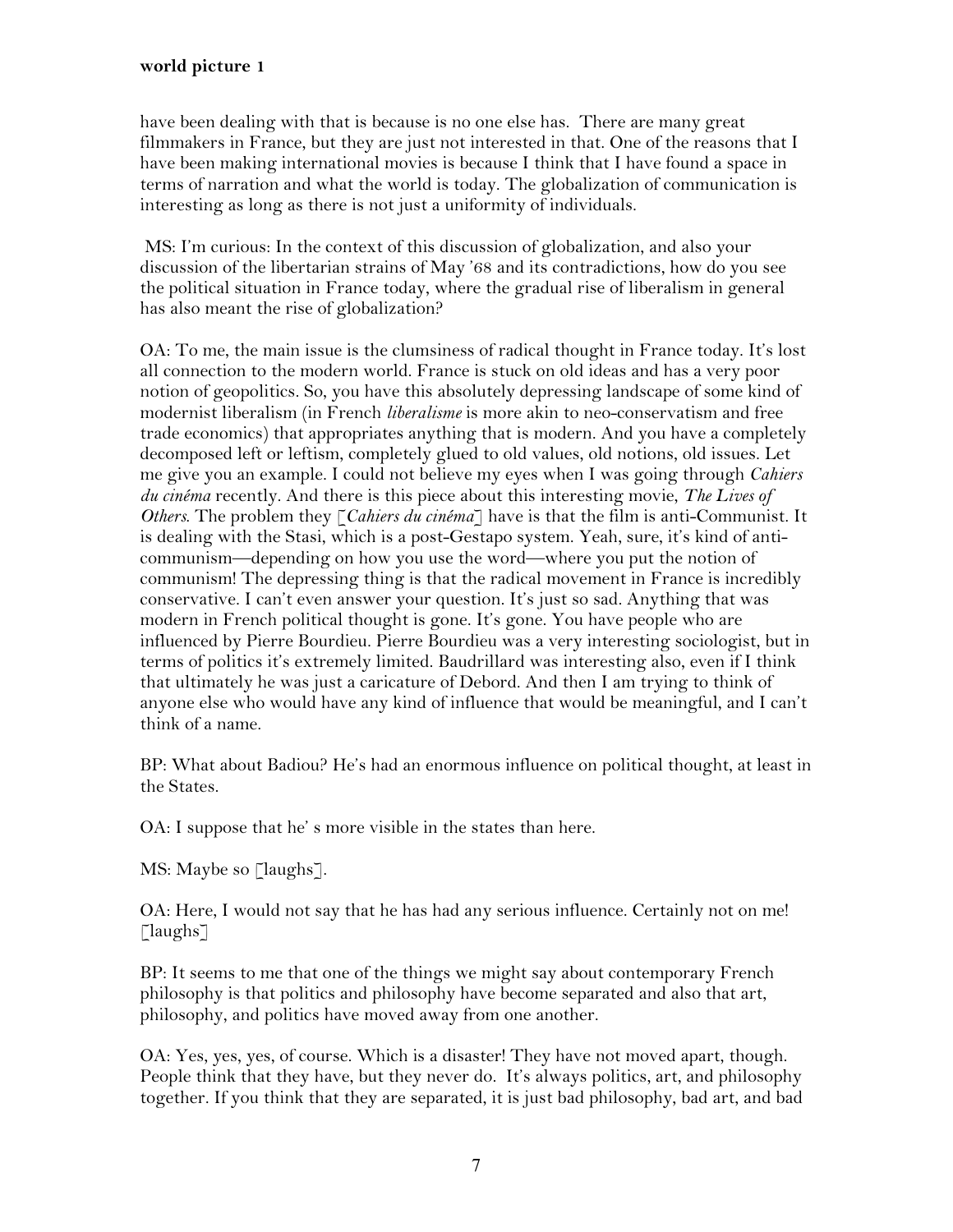have been dealing with that is because is no one else has. There are many great filmmakers in France, but they are just not interested in that. One of the reasons that I have been making international movies is because I think that I have found a space in terms of narration and what the world is today. The globalization of communication is interesting as long as there is not just a uniformity of individuals.

MS: I'm curious: In the context of this discussion of globalization, and also your discussion of the libertarian strains of May '68 and its contradictions, how do you see the political situation in France today, where the gradual rise of liberalism in general has also meant the rise of globalization?

OA: To me, the main issue is the clumsiness of radical thought in France today. It's lost all connection to the modern world. France is stuck on old ideas and has a very poor notion of geopolitics. So, you have this absolutely depressing landscape of some kind of modernist liberalism (in French *liberalisme* is more akin to neo-conservatism and free trade economics) that appropriates anything that is modern. And you have a completely decomposed left or leftism, completely glued to old values, old notions, old issues. Let me give you an example. I could not believe my eyes when I was going through *Cahiers du cinéma* recently. And there is this piece about this interesting movie, *The Lives of Others*. The problem they [*Cahiers du cinéma*] have is that the film is anti-Communist. It is dealing with the Stasi, which is a post-Gestapo system. Yeah, sure, it's kind of anti-communism—depending on how you use the word—where you put the notion of communism! The depressing thing is that the radical movement in France is incredibly conservative. I can't even answer your question. It's just so sad. Anything that was modern in French political thought is gone. It's gone. You have people who are influenced by Pierre Bourdieu. Pierre Bourdieu was a very interesting sociologist, but in terms of politics it's extremely limited. Baudrillard was interesting also, even if I think that ultimately he was just a caricature of Debord. And then I am trying to think of anyone else who would have any kind of influence that would be meaningful, and I can't think of a name.

BP: What about Badiou? He's had an enormous influence on political thought, at least in the States.

OA: I suppose that he' s more visible in the states than here.

MS: Maybe so [laughs].

OA: Here, I would not say that he has had any serious influence. Certainly not on me! [laughs]

BP: It seems to me that one of the things we might say about contemporary French philosophy is that politics and philosophy have become separated and also that art, philosophy, and politics have moved away from one another.

OA: Yes, yes, yes, of course. Which is a disaster! They have not moved apart, though. People think that they have, but they never do. It's always politics, art, and philosophy together. If you think that they are separated, it is just bad philosophy, bad art, and bad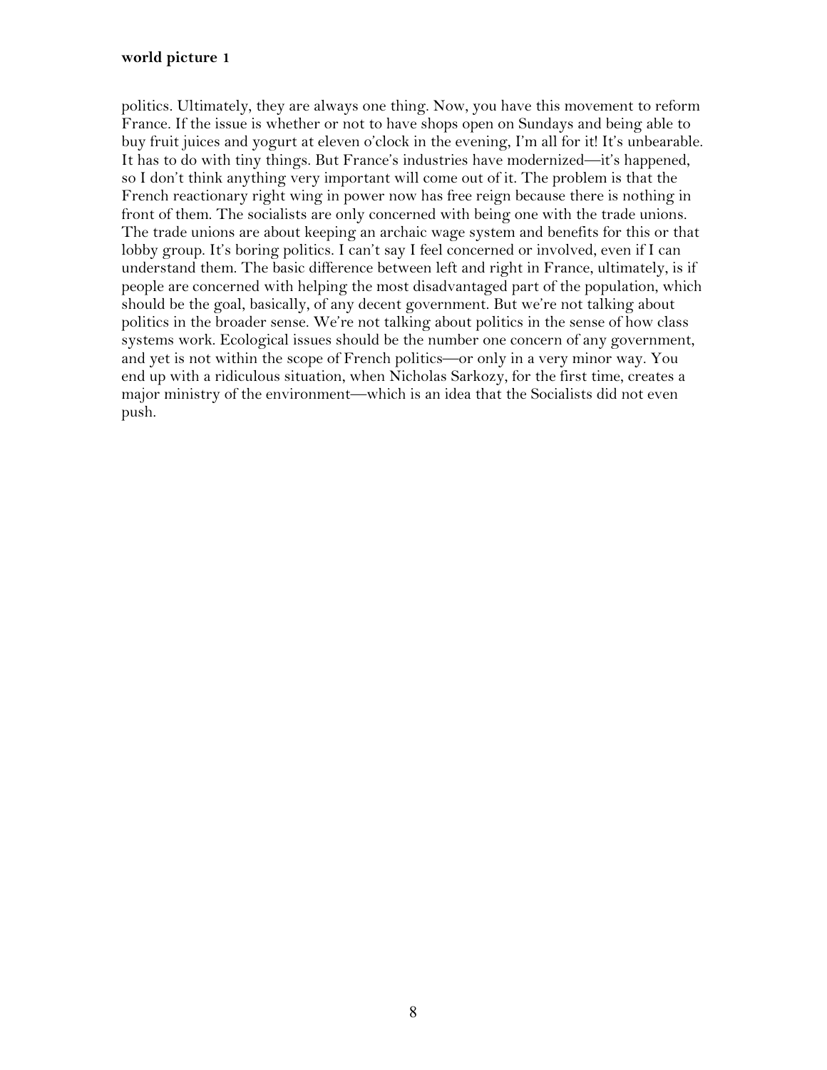politics. Ultimately, they are always one thing. Now, you have this movement to reform France. If the issue is whether or not to have shops open on Sundays and being able to buy fruit juices and yogurt at eleven o'clock in the evening, I'm all for it! It's unbearable. It has to do with tiny things. But France's industries have modernized—it's happened, so I don't think anything very important will come out of it. The problem is that the French reactionary right wing in power now has free reign because there is nothing in front of them. The socialists are only concerned with being one with the trade unions. The trade unions are about keeping an archaic wage system and benefits for this or that lobby group. It's boring politics. I can't say I feel concerned or involved, even if I can understand them. The basic difference between left and right in France, ultimately, is if people are concerned with helping the most disadvantaged part of the population, which should be the goal, basically, of any decent government. But we're not talking about politics in the broader sense. We're not talking about politics in the sense of how class systems work. Ecological issues should be the number one concern of any government, and yet is not within the scope of French politics—or only in a very minor way. You end up with a ridiculous situation, when Nicholas Sarkozy, for the first time, creates a major ministry of the environment—which is an idea that the Socialists did not even push.